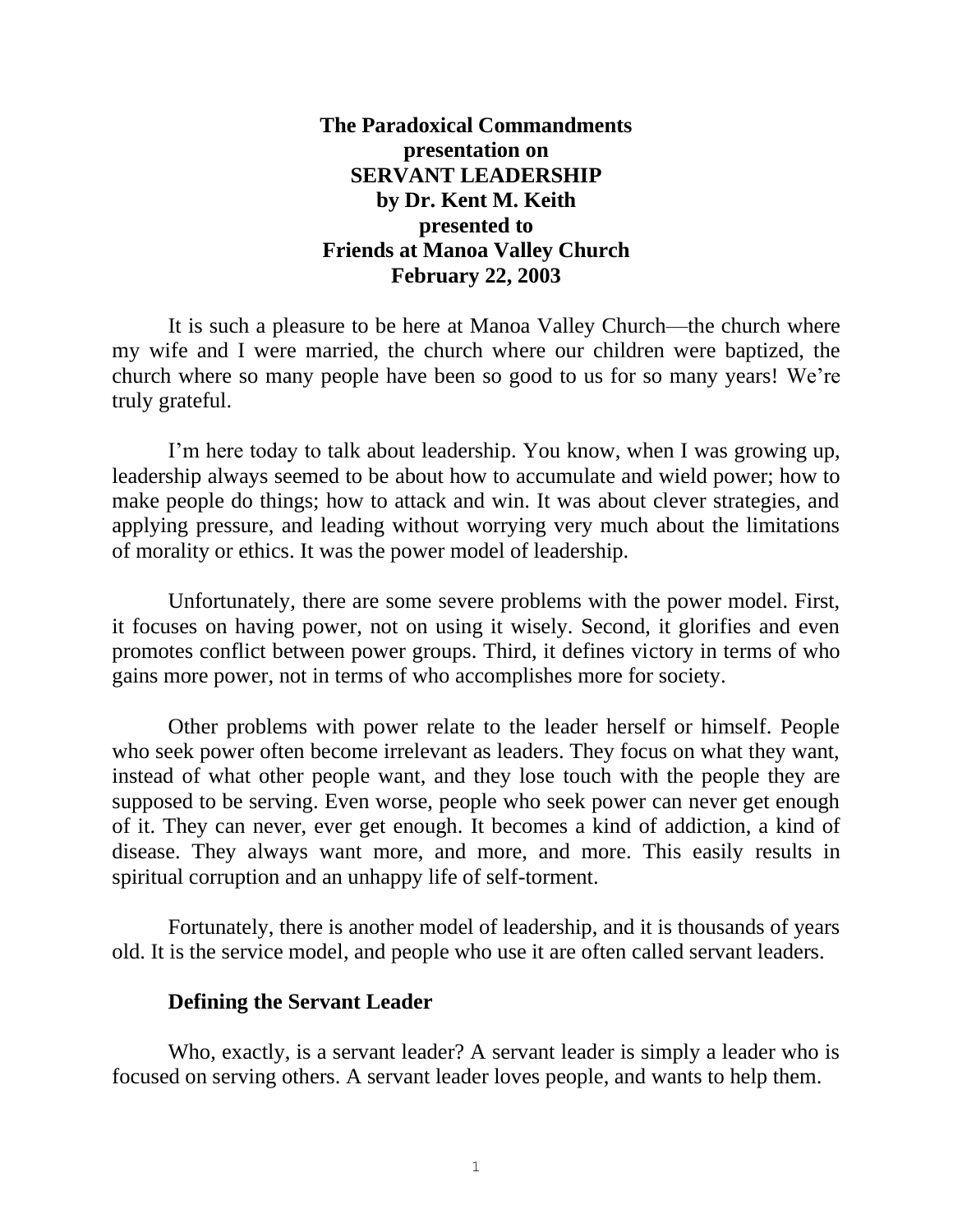# The Paradoxical Commandments presentation on SERVANT LEADERSHIP by Dr. Kent M. Keith presented to Friends at Manoa Valley Church February 22, 2003

It is such a pleasure to be here at Manoa Valley Church—the church where my wife and I were married, the church where our children were baptized, the church where so many people have been so good to us for so many years! We're truly grateful.

I'm here today to talk about leadership. You know, when I was growing up, leadership always seemed to be about how to accumulate and wield power; how to make people do things; how to attack and win. It was about clever strategies, and applying pressure, and leading without worrying very much about the limitations of morality or ethics. It was the power model of leadership.

Unfortunately, there are some severe problems with the power model. First, it focuses on having power, not on using it wisely. Second, it glorifies and even promotes conflict between power groups. Third, it defines victory in terms of who gains more power, not in terms of who accomplishes more for society.

Other problems with power relate to the leader herself or himself. People who seek power often become irrelevant as leaders. They focus on what they want, instead of what other people want, and they lose touch with the people they are supposed to be serving. Even worse, people who seek power can never get enough of it. They can never, ever get enough. It becomes a kind of addiction, a kind of disease. They always want more, and more, and more. This easily results in spiritual corruption and an unhappy life of self-torment.

Fortunately, there is another model of leadership, and it is thousands of years old. It is the service model, and people who use it are often called servant leaders.

## Defining the Servant Leader

Who, exactly, is a servant leader? A servant leader is simply a leader who is focused on serving others. A servant leader loves people, and wants to help them.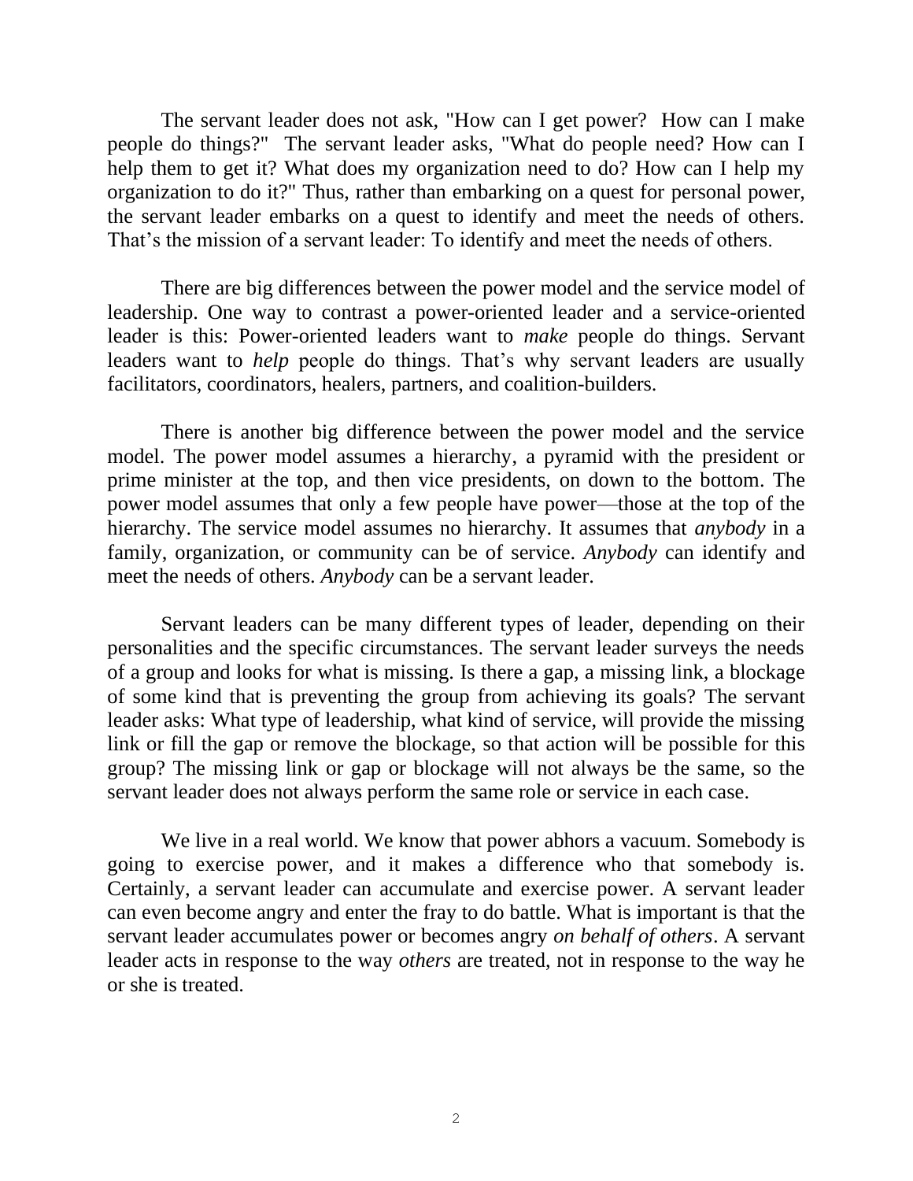The servant leader does not ask, "How can I get power? How can I make people do things?" The servant leader asks, "What do people need? How can I help them to get it? What does my organization need to do? How can I help my organization to do it?" Thus, rather than embarking on a quest for personal power, the servant leader embarks on a quest to identify and meet the needs of others. That's the mission of a servant leader: To identify and meet the needs of others.

There are big differences between the power model and the service model of leadership. One way to contrast a power-oriented leader and a service-oriented leader is this: Power-oriented leaders want to *make* people do things. Servant leaders want to *help* people do things. That's why servant leaders are usually facilitators, coordinators, healers, partners, and coalition-builders.

There is another big difference between the power model and the service model. The power model assumes a hierarchy, a pyramid with the president or prime minister at the top, and then vice presidents, on down to the bottom. The power model assumes that only a few people have power—those at the top of the hierarchy. The service model assumes no hierarchy. It assumes that *anybody* in a family, organization, or community can be of service. *Anybody* can identify and meet the needs of others. *Anybody* can be a servant leader.

Servant leaders can be many different types of leader, depending on their personalities and the specific circumstances. The servant leader surveys the needs of a group and looks for what is missing. Is there a gap, a missing link, a blockage of some kind that is preventing the group from achieving its goals? The servant leader asks: What type of leadership, what kind of service, will provide the missing link or fill the gap or remove the blockage, so that action will be possible for this group? The missing link or gap or blockage will not always be the same, so the servant leader does not always perform the same role or service in each case.

We live in a real world. We know that power abhors a vacuum. Somebody is going to exercise power, and it makes a difference who that somebody is. Certainly, a servant leader can accumulate and exercise power. A servant leader can even become angry and enter the fray to do battle. What is important is that the servant leader accumulates power or becomes angry *on behalf of others*. A servant leader acts in response to the way *others* are treated, not in response to the way he or she is treated.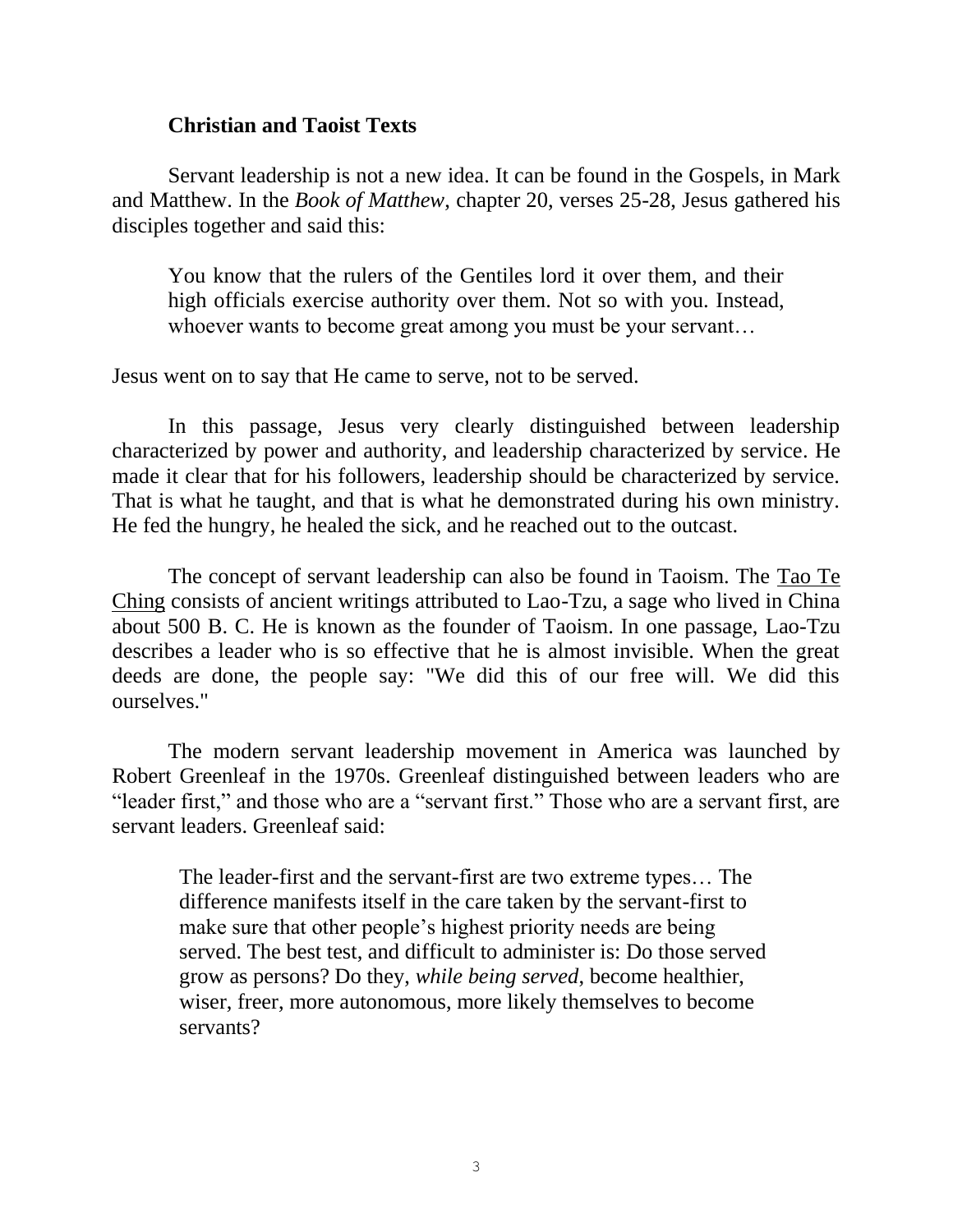**Christian and Taoist Texts**

Servant leadership is not a new idea. It can be found in the Gospels, in Mark and Matthew. In the *Book of Matthew,* chapter 20, verses 25-28, Jesus gathered his disciples together and said this:

> You know that the rulers of the Gentiles lord it over them, and their high officials exercise authority over them. Not so with you. Instead, whoever wants to become great among you must be your servant…

Jesus went on to say that He came to serve, not to be served.

In this passage, Jesus very clearly distinguished between leadership characterized by power and authority, and leadership characterized by service. He made it clear that for his followers, leadership should be characterized by service. That is what he taught, and that is what he demonstrated during his own ministry. He fed the hungry, he healed the sick, and he reached out to the outcast.

The concept of servant leadership can also be found in Taoism. The Tao Te Ching consists of ancient writings attributed to Lao-Tzu, a sage who lived in China about 500 B. C. He is known as the founder of Taoism. In one passage, Lao-Tzu describes a leader who is so effective that he is almost invisible. When the great deeds are done, the people say: "We did this of our free will. We did this ourselves."

The modern servant leadership movement in America was launched by Robert Greenleaf in the 1970s. Greenleaf distinguished between leaders who are "leader first," and those who are a "servant first." Those who are a servant first, are servant leaders. Greenleaf said:

> The leader-first and the servant-first are two extreme types… The difference manifests itself in the care taken by the servant-first to make sure that other people's highest priority needs are being served. The best test, and difficult to administer is: Do those served grow as persons? Do they, *while being served*, become healthier, wiser, freer, more autonomous, more likely themselves to become servants?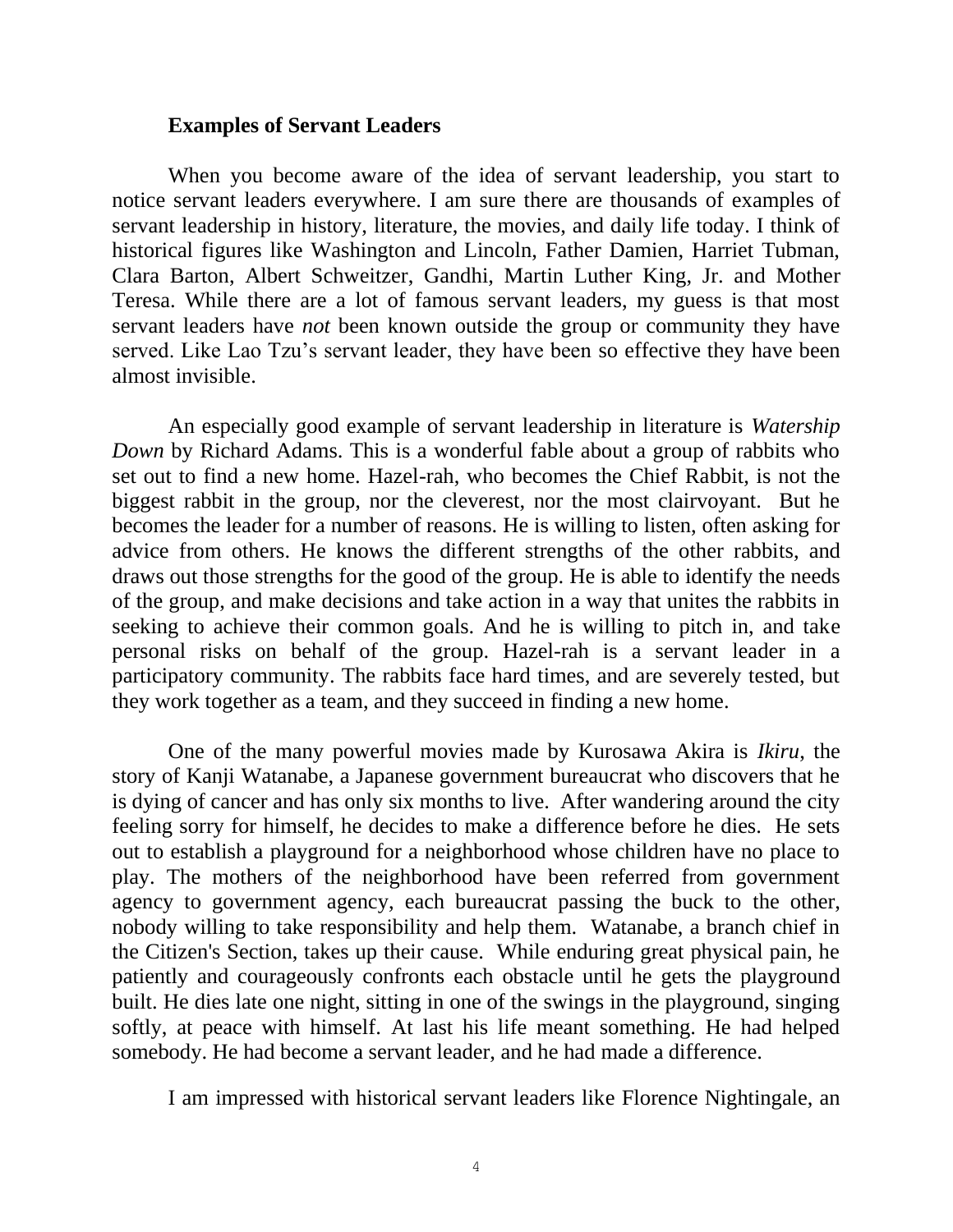**Examples of Servant Leaders**

When you become aware of the idea of servant leadership, you start to notice servant leaders everywhere. I am sure there are thousands of examples of servant leadership in history, literature, the movies, and daily life today. I think of historical figures like Washington and Lincoln, Father Damien, Harriet Tubman, Clara Barton, Albert Schweitzer, Gandhi, Martin Luther King, Jr. and Mother Teresa. While there are a lot of famous servant leaders, my guess is that most servant leaders have *not* been known outside the group or community they have served. Like Lao Tzu's servant leader, they have been so effective they have been almost invisible.

An especially good example of servant leadership in literature is *Watership Down* by Richard Adams. This is a wonderful fable about a group of rabbits who set out to find a new home. Hazel-rah, who becomes the Chief Rabbit, is not the biggest rabbit in the group, nor the cleverest, nor the most clairvoyant. But he becomes the leader for a number of reasons. He is willing to listen, often asking for advice from others. He knows the different strengths of the other rabbits, and draws out those strengths for the good of the group. He is able to identify the needs of the group, and make decisions and take action in a way that unites the rabbits in seeking to achieve their common goals. And he is willing to pitch in, and take personal risks on behalf of the group. Hazel-rah is a servant leader in a participatory community. The rabbits face hard times, and are severely tested, but they work together as a team, and they succeed in finding a new home.

One of the many powerful movies made by Kurosawa Akira is *Ikiru*, the story of Kanji Watanabe, a Japanese government bureaucrat who discovers that he is dying of cancer and has only six months to live. After wandering around the city feeling sorry for himself, he decides to make a difference before he dies. He sets out to establish a playground for a neighborhood whose children have no place to play. The mothers of the neighborhood have been referred from government agency to government agency, each bureaucrat passing the buck to the other, nobody willing to take responsibility and help them. Watanabe, a branch chief in the Citizen's Section, takes up their cause. While enduring great physical pain, he patiently and courageously confronts each obstacle until he gets the playground built. He dies late one night, sitting in one of the swings in the playground, singing softly, at peace with himself. At last his life meant something. He had helped somebody. He had become a servant leader, and he had made a difference.

I am impressed with historical servant leaders like Florence Nightingale, an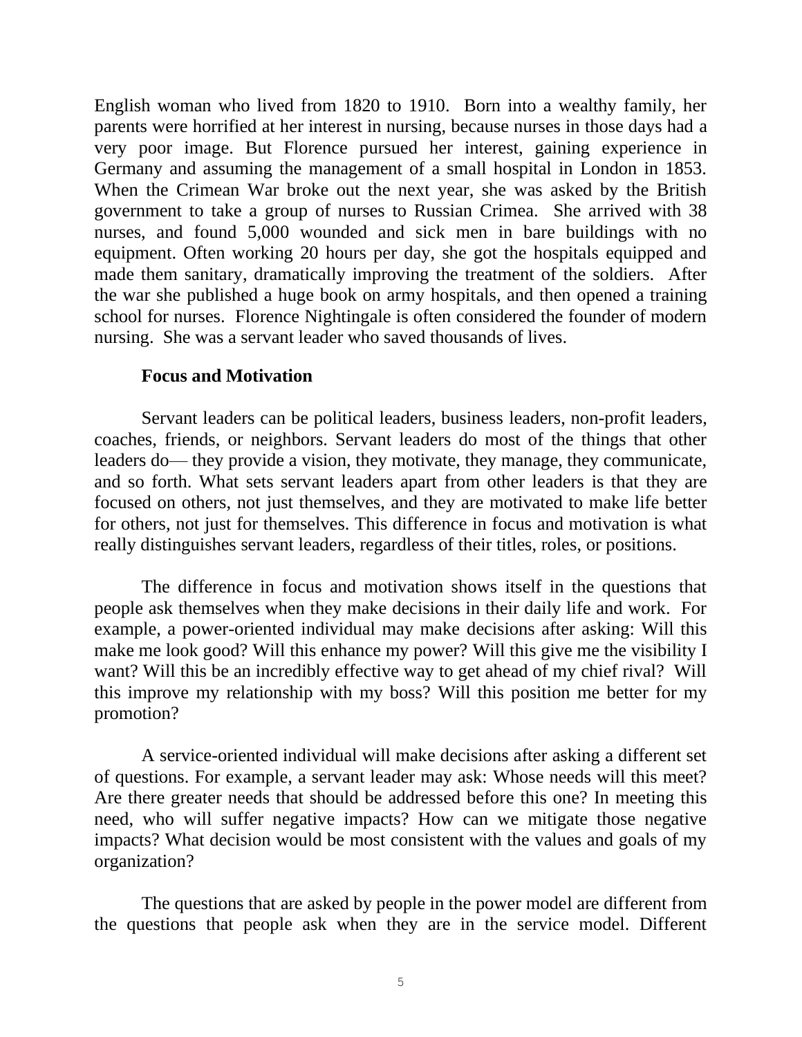English woman who lived from 1820 to 1910. Born into a wealthy family, her parents were horrified at her interest in nursing, because nurses in those days had a very poor image. But Florence pursued her interest, gaining experience in Germany and assuming the management of a small hospital in London in 1853. When the Crimean War broke out the next year, she was asked by the British government to take a group of nurses to Russian Crimea. She arrived with 38 nurses, and found 5,000 wounded and sick men in bare buildings with no equipment. Often working 20 hours per day, she got the hospitals equipped and made them sanitary, dramatically improving the treatment of the soldiers. After the war she published a huge book on army hospitals, and then opened a training school for nurses. Florence Nightingale is often considered the founder of modern nursing. She was a servant leader who saved thousands of lives.

**Focus and Motivation**

Servant leaders can be political leaders, business leaders, non-profit leaders, coaches, friends, or neighbors. Servant leaders do most of the things that other leaders do— they provide a vision, they motivate, they manage, they communicate, and so forth. What sets servant leaders apart from other leaders is that they are focused on others, not just themselves, and they are motivated to make life better for others, not just for themselves. This difference in focus and motivation is what really distinguishes servant leaders, regardless of their titles, roles, or positions.

The difference in focus and motivation shows itself in the questions that people ask themselves when they make decisions in their daily life and work. For example, a power-oriented individual may make decisions after asking: Will this make me look good? Will this enhance my power? Will this give me the visibility I want? Will this be an incredibly effective way to get ahead of my chief rival? Will this improve my relationship with my boss? Will this position me better for my promotion?

A service-oriented individual will make decisions after asking a different set of questions. For example, a servant leader may ask: Whose needs will this meet? Are there greater needs that should be addressed before this one? In meeting this need, who will suffer negative impacts? How can we mitigate those negative impacts? What decision would be most consistent with the values and goals of my organization?

The questions that are asked by people in the power model are different from the questions that people ask when they are in the service model. Different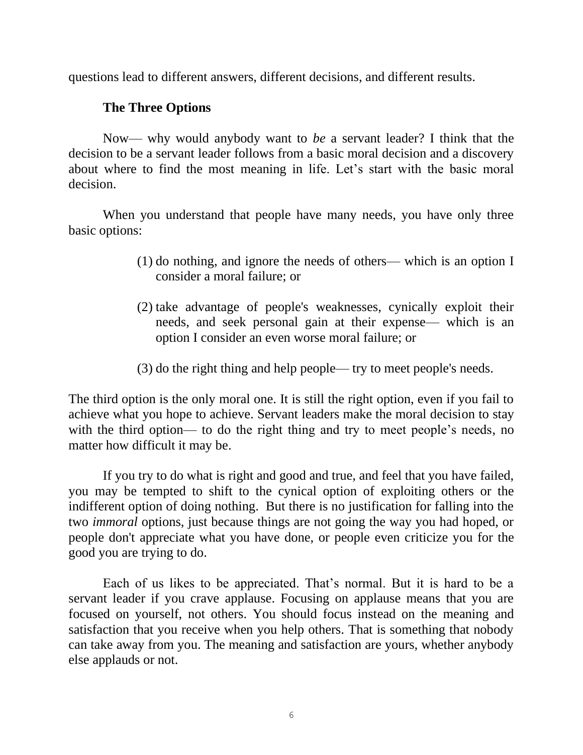questions lead to different answers, different decisions, and different results.

### The Three Options

Now— why would anybody want to *be* a servant leader? I think that the decision to be a servant leader follows from a basic moral decision and a discovery about where to find the most meaning in life. Let's start with the basic moral decision.

When you understand that people have many needs, you have only three basic options:

(1) do nothing, and ignore the needs of others— which is an option I consider a moral failure; or

(2) take advantage of people's weaknesses, cynically exploit their needs, and seek personal gain at their expense— which is an option I consider an even worse moral failure; or

(3) do the right thing and help people— try to meet people's needs.

The third option is the only moral one. It is still the right option, even if you fail to achieve what you hope to achieve. Servant leaders make the moral decision to stay with the third option— to do the right thing and try to meet people's needs, no matter how difficult it may be.

If you try to do what is right and good and true, and feel that you have failed, you may be tempted to shift to the cynical option of exploiting others or the indifferent option of doing nothing. But there is no justification for falling into the two *immoral* options, just because things are not going the way you had hoped, or people don't appreciate what you have done, or people even criticize you for the good you are trying to do.

Each of us likes to be appreciated. That's normal. But it is hard to be a servant leader if you crave applause. Focusing on applause means that you are focused on yourself, not others. You should focus instead on the meaning and satisfaction that you receive when you help others. That is something that nobody can take away from you. The meaning and satisfaction are yours, whether anybody else applauds or not.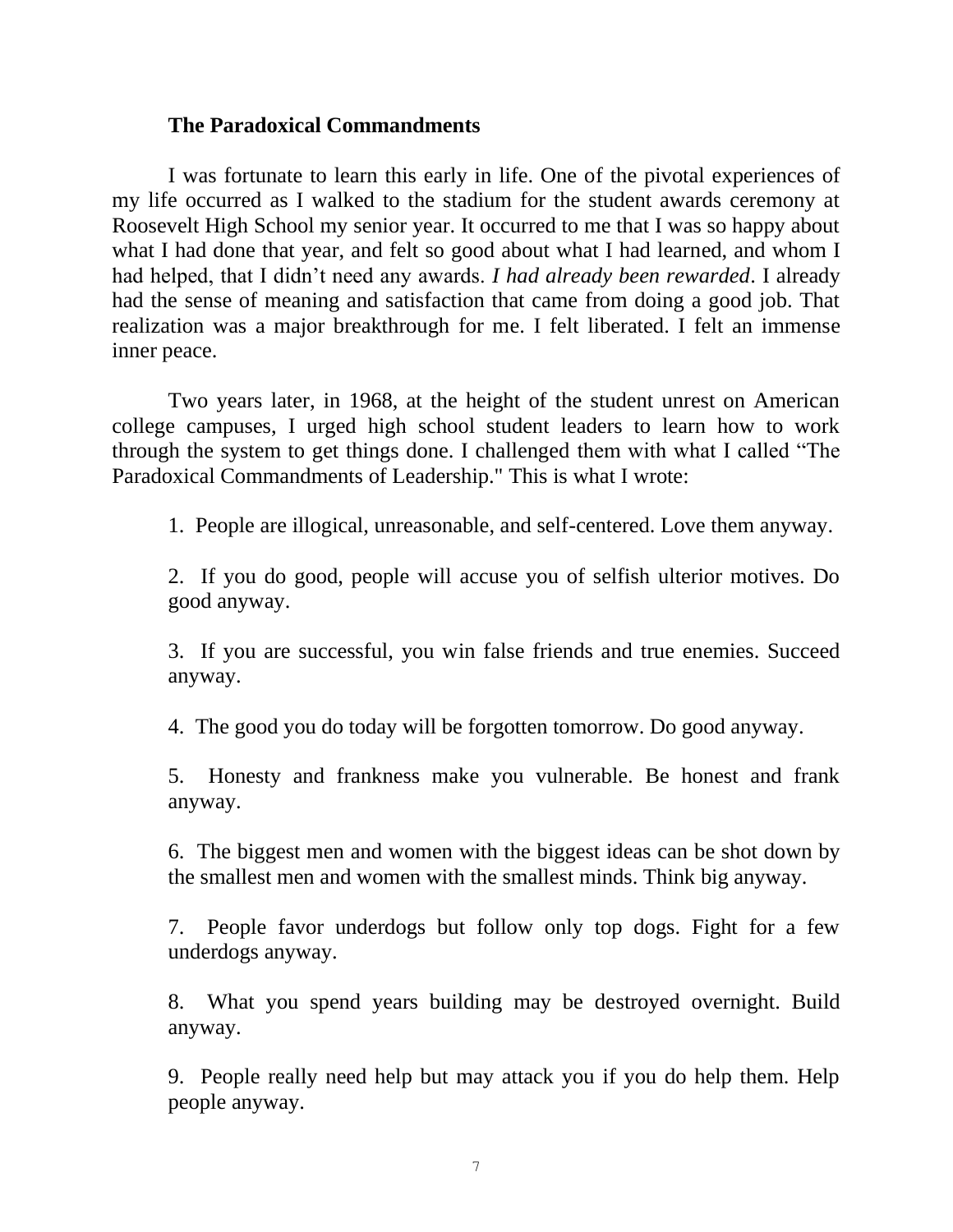**The Paradoxical Commandments**

I was fortunate to learn this early in life. One of the pivotal experiences of my life occurred as I walked to the stadium for the student awards ceremony at Roosevelt High School my senior year. It occurred to me that I was so happy about what I had done that year, and felt so good about what I had learned, and whom I had helped, that I didn't need any awards. *I had already been rewarded*. I already had the sense of meaning and satisfaction that came from doing a good job. That realization was a major breakthrough for me. I felt liberated. I felt an immense inner peace.

Two years later, in 1968, at the height of the student unrest on American college campuses, I urged high school student leaders to learn how to work through the system to get things done. I challenged them with what I called "The Paradoxical Commandments of Leadership." This is what I wrote:

1. People are illogical, unreasonable, and self-centered. Love them anyway.

2. If you do good, people will accuse you of selfish ulterior motives. Do good anyway.

3. If you are successful, you win false friends and true enemies. Succeed anyway.

4. The good you do today will be forgotten tomorrow. Do good anyway.

5. Honesty and frankness make you vulnerable. Be honest and frank anyway.

6. The biggest men and women with the biggest ideas can be shot down by the smallest men and women with the smallest minds. Think big anyway.

7. People favor underdogs but follow only top dogs. Fight for a few underdogs anyway.

8. What you spend years building may be destroyed overnight. Build anyway.

9. People really need help but may attack you if you do help them. Help people anyway.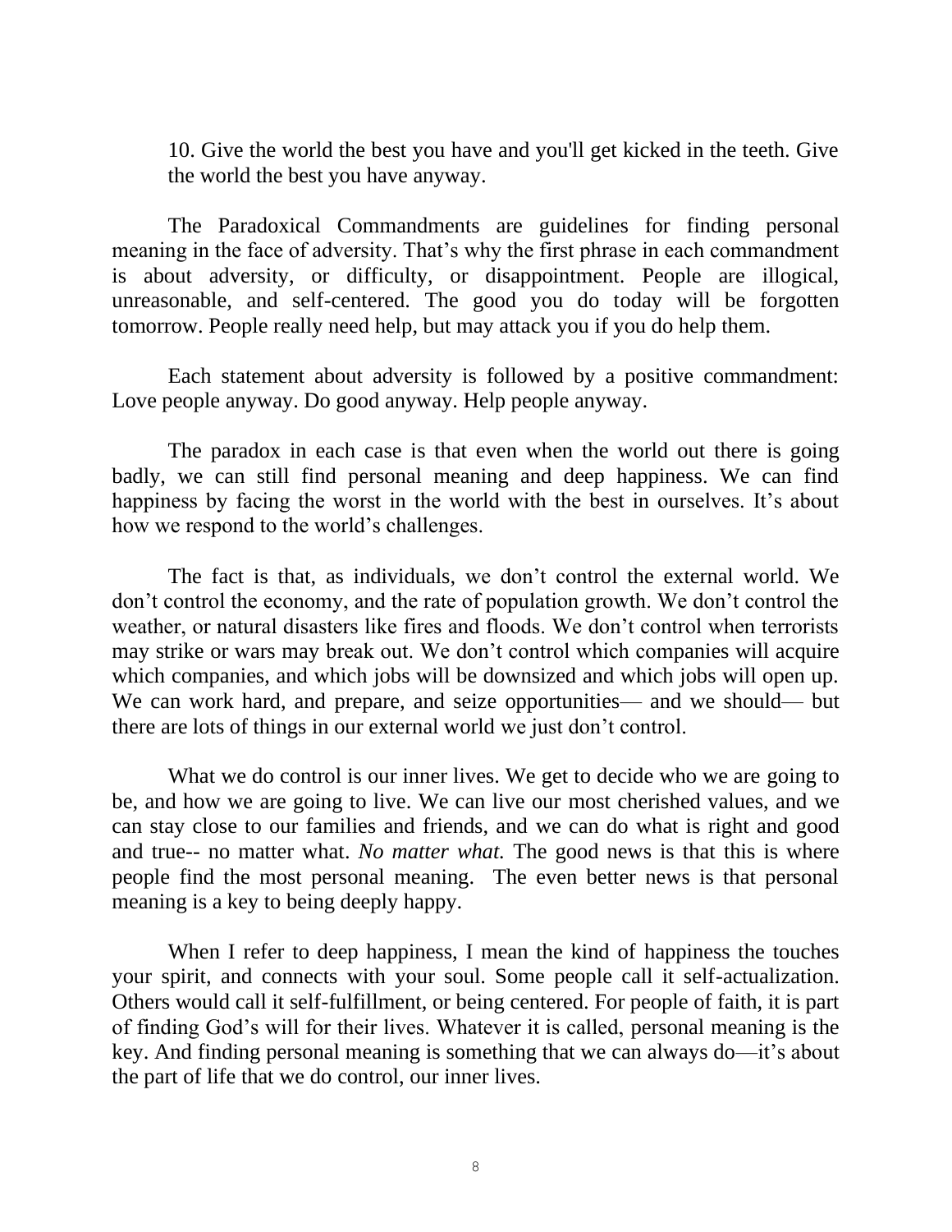10. Give the world the best you have and you'll get kicked in the teeth. Give the world the best you have anyway.

The Paradoxical Commandments are guidelines for finding personal meaning in the face of adversity. That's why the first phrase in each commandment is about adversity, or difficulty, or disappointment. People are illogical, unreasonable, and self-centered. The good you do today will be forgotten tomorrow. People really need help, but may attack you if you do help them.

Each statement about adversity is followed by a positive commandment: Love people anyway. Do good anyway. Help people anyway.

The paradox in each case is that even when the world out there is going badly, we can still find personal meaning and deep happiness. We can find happiness by facing the worst in the world with the best in ourselves. It's about how we respond to the world's challenges.

The fact is that, as individuals, we don't control the external world. We don't control the economy, and the rate of population growth. We don't control the weather, or natural disasters like fires and floods. We don't control when terrorists may strike or wars may break out. We don't control which companies will acquire which companies, and which jobs will be downsized and which jobs will open up. We can work hard, and prepare, and seize opportunities— and we should— but there are lots of things in our external world we just don't control.

What we do control is our inner lives. We get to decide who we are going to be, and how we are going to live. We can live our most cherished values, and we can stay close to our families and friends, and we can do what is right and good and true-- no matter what. *No matter what.* The good news is that this is where people find the most personal meaning. The even better news is that personal meaning is a key to being deeply happy.

When I refer to deep happiness, I mean the kind of happiness the touches your spirit, and connects with your soul. Some people call it self-actualization. Others would call it self-fulfillment, or being centered. For people of faith, it is part of finding God's will for their lives. Whatever it is called, personal meaning is the key. And finding personal meaning is something that we can always do—it's about the part of life that we do control, our inner lives.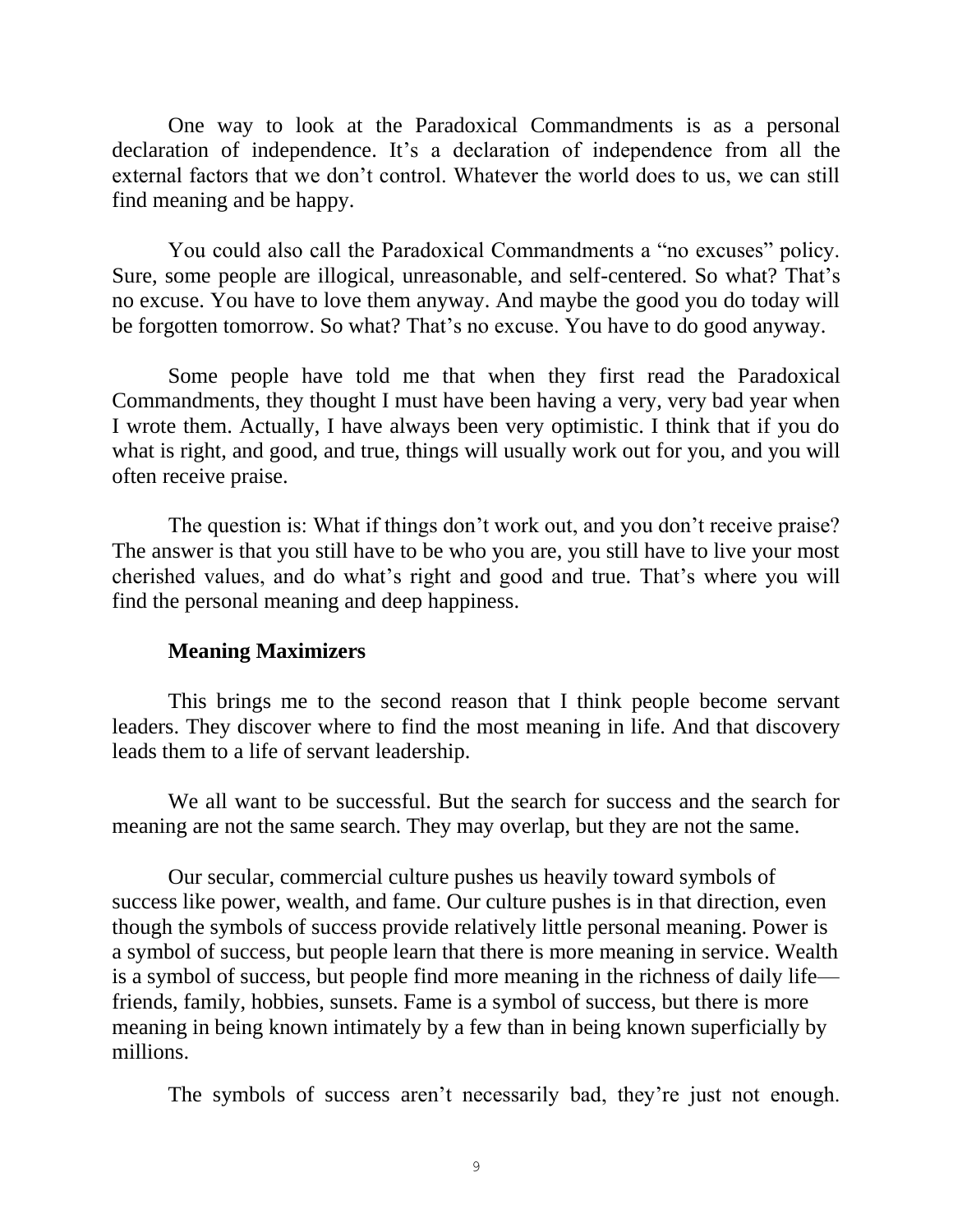One way to look at the Paradoxical Commandments is as a personal declaration of independence. It's a declaration of independence from all the external factors that we don't control. Whatever the world does to us, we can still find meaning and be happy.

You could also call the Paradoxical Commandments a "no excuses" policy. Sure, some people are illogical, unreasonable, and self-centered. So what? That's no excuse. You have to love them anyway. And maybe the good you do today will be forgotten tomorrow. So what? That's no excuse. You have to do good anyway.

Some people have told me that when they first read the Paradoxical Commandments, they thought I must have been having a very, very bad year when I wrote them. Actually, I have always been very optimistic. I think that if you do what is right, and good, and true, things will usually work out for you, and you will often receive praise.

The question is: What if things don't work out, and you don't receive praise? The answer is that you still have to be who you are, you still have to live your most cherished values, and do what's right and good and true. That's where you will find the personal meaning and deep happiness.

**Meaning Maximizers**

This brings me to the second reason that I think people become servant leaders. They discover where to find the most meaning in life. And that discovery leads them to a life of servant leadership.

We all want to be successful. But the search for success and the search for meaning are not the same search. They may overlap, but they are not the same.

Our secular, commercial culture pushes us heavily toward symbols of success like power, wealth, and fame. Our culture pushes is in that direction, even though the symbols of success provide relatively little personal meaning. Power is a symbol of success, but people learn that there is more meaning in service. Wealth is a symbol of success, but people find more meaning in the richness of daily life—friends, family, hobbies, sunsets. Fame is a symbol of success, but there is more meaning in being known intimately by a few than in being known superficially by millions.

The symbols of success aren't necessarily bad, they're just not enough.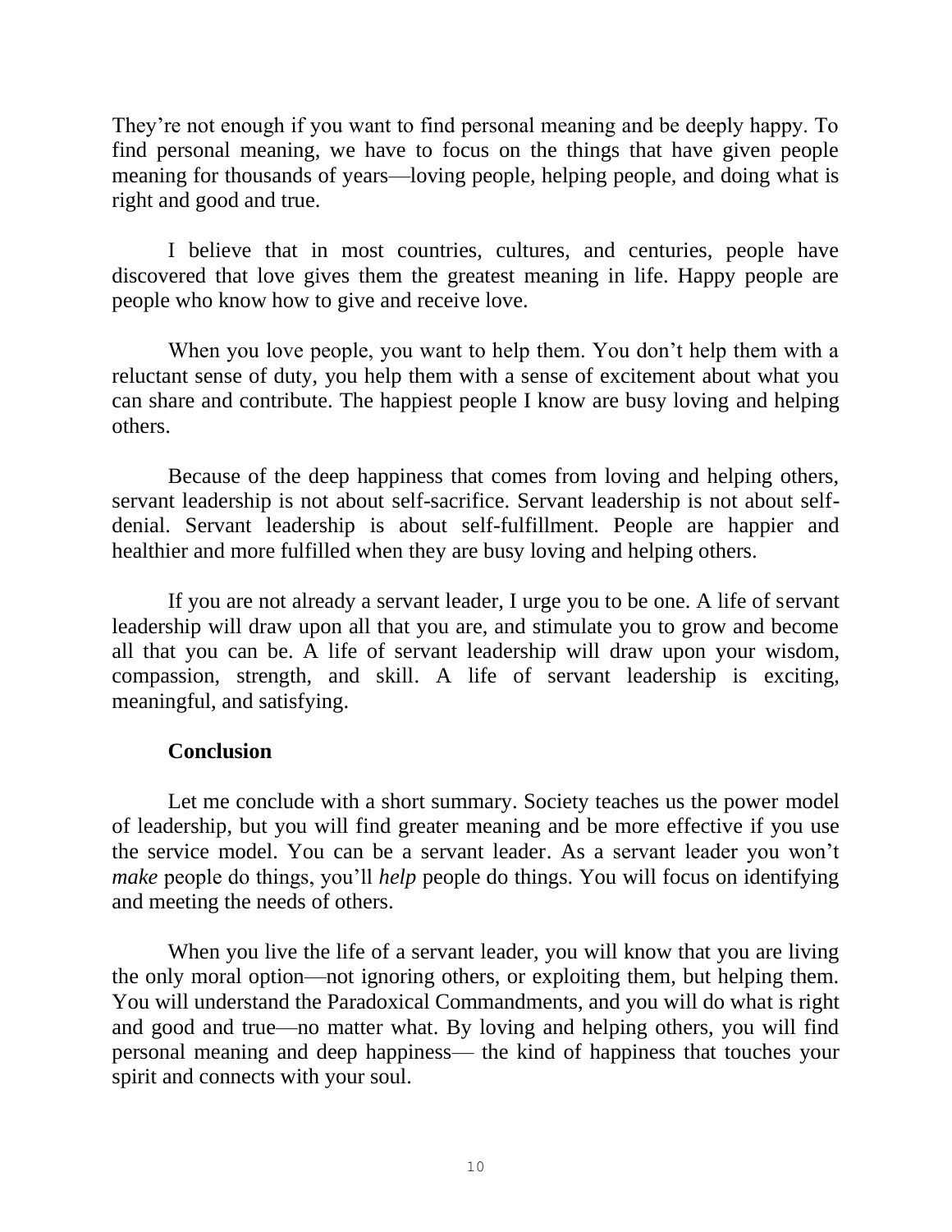They're not enough if you want to find personal meaning and be deeply happy. To find personal meaning, we have to focus on the things that have given people meaning for thousands of years—loving people, helping people, and doing what is right and good and true.

I believe that in most countries, cultures, and centuries, people have discovered that love gives them the greatest meaning in life. Happy people are people who know how to give and receive love.

When you love people, you want to help them. You don't help them with a reluctant sense of duty, you help them with a sense of excitement about what you can share and contribute. The happiest people I know are busy loving and helping others.

Because of the deep happiness that comes from loving and helping others, servant leadership is not about self-sacrifice. Servant leadership is not about self-denial. Servant leadership is about self-fulfillment. People are happier and healthier and more fulfilled when they are busy loving and helping others.

If you are not already a servant leader, I urge you to be one. A life of servant leadership will draw upon all that you are, and stimulate you to grow and become all that you can be. A life of servant leadership will draw upon your wisdom, compassion, strength, and skill. A life of servant leadership is exciting, meaningful, and satisfying.

**Conclusion**

Let me conclude with a short summary. Society teaches us the power model of leadership, but you will find greater meaning and be more effective if you use the service model. You can be a servant leader. As a servant leader you won't *make* people do things, you'll *help* people do things. You will focus on identifying and meeting the needs of others.

When you live the life of a servant leader, you will know that you are living the only moral option—not ignoring others, or exploiting them, but helping them. You will understand the Paradoxical Commandments, and you will do what is right and good and true—no matter what. By loving and helping others, you will find personal meaning and deep happiness— the kind of happiness that touches your spirit and connects with your soul.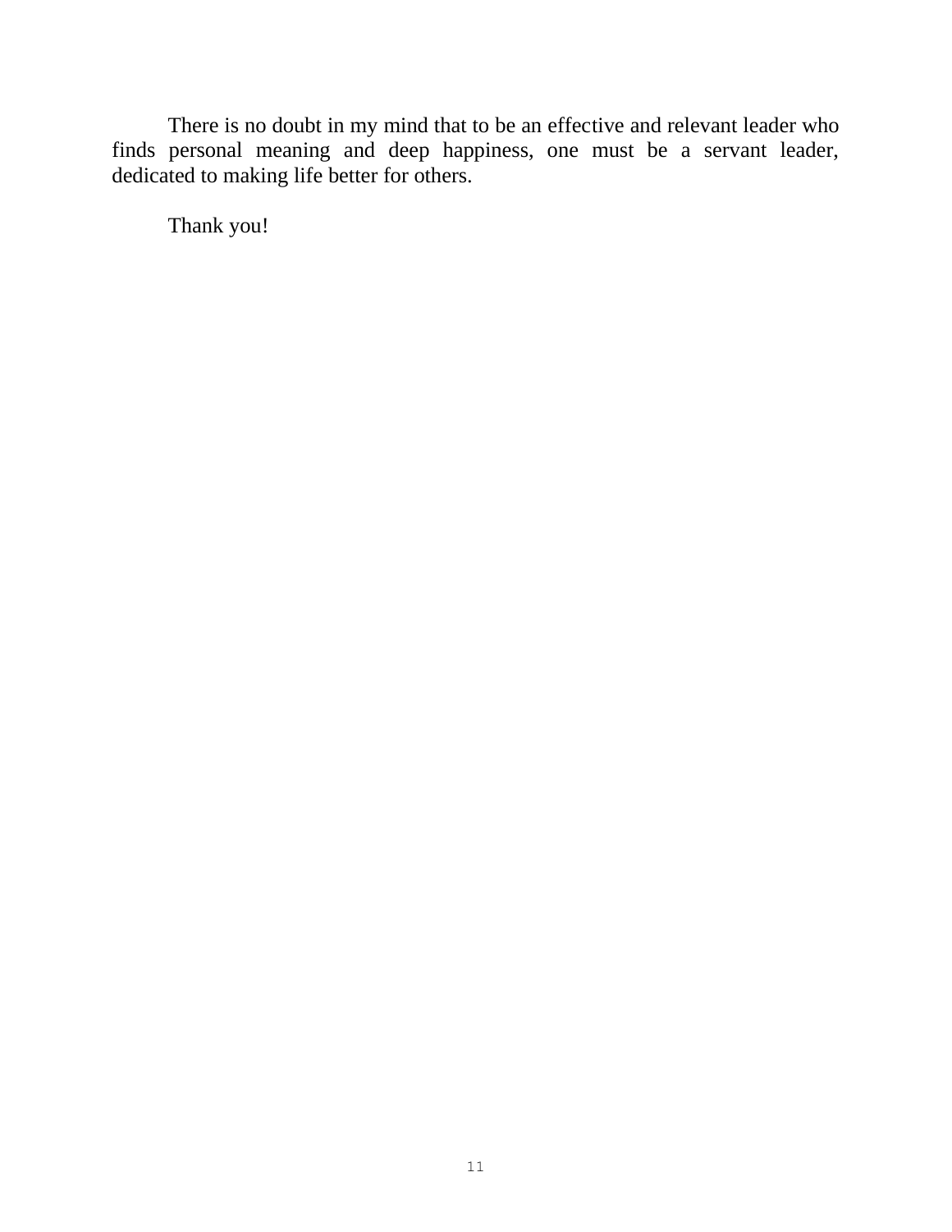There is no doubt in my mind that to be an effective and relevant leader who finds personal meaning and deep happiness, one must be a servant leader, dedicated to making life better for others.

Thank you!